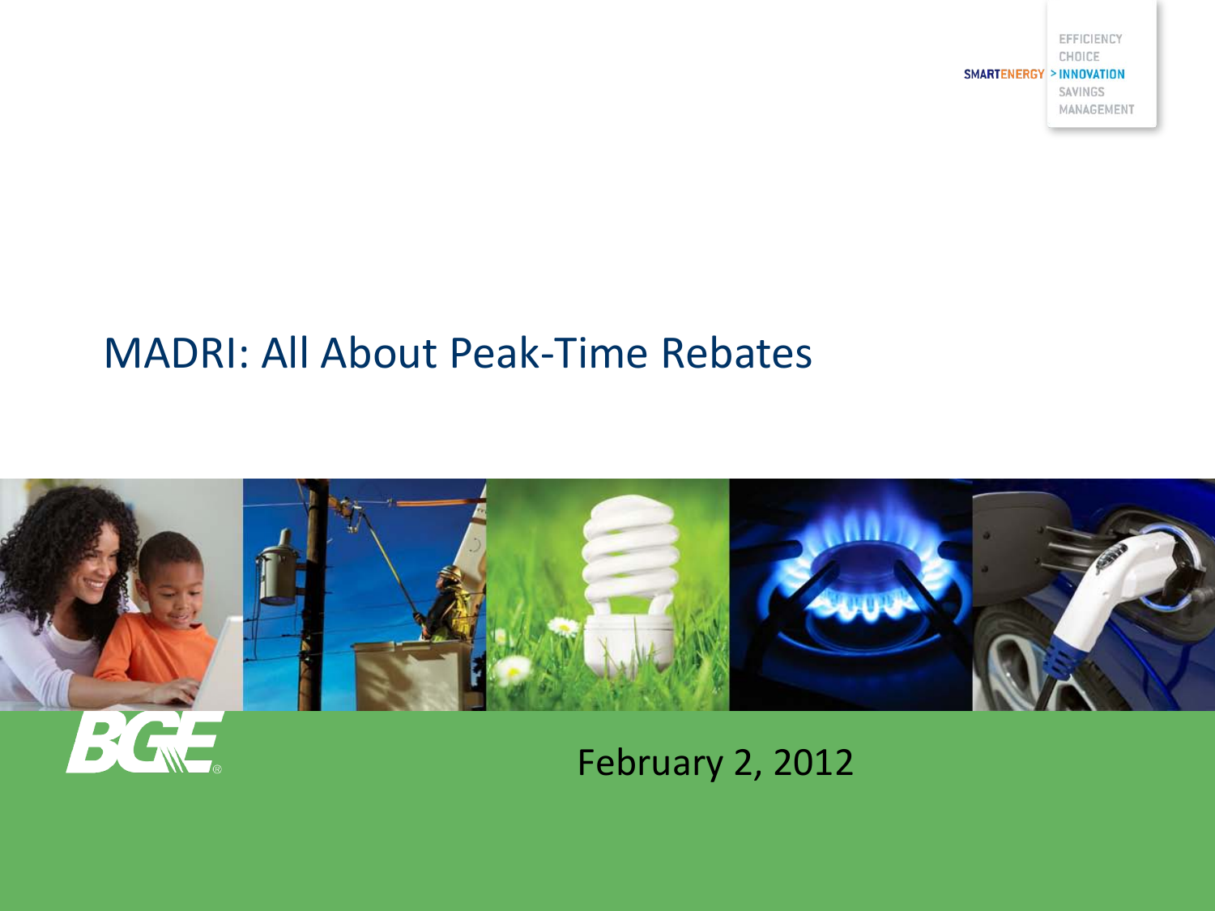SMARTENERGY > INNOVATION

EFFICIENCY
CHOICE
INNOVATION
SAVINGS
MANAGEMENT

# MADRI: All About Peak-Time Rebates

BGE

February 2, 2012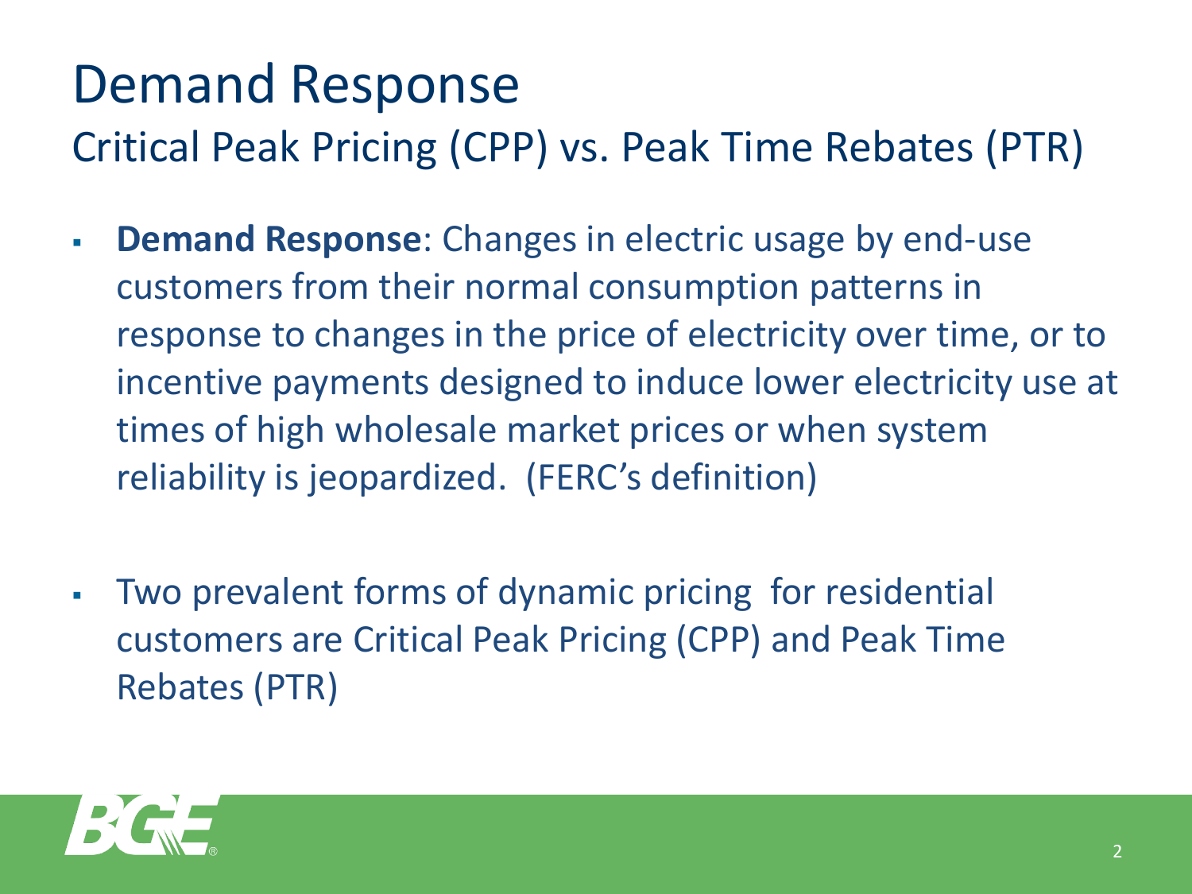# Demand Response

## Critical Peak Pricing (CPP) vs. Peak Time Rebates (PTR)

- **Demand Response**: Changes in electric usage by end-use customers from their normal consumption patterns in response to changes in the price of electricity over time, or to incentive payments designed to induce lower electricity use at times of high wholesale market prices or when system reliability is jeopardized. (FERC's definition)

- Two prevalent forms of dynamic pricing for residential customers are Critical Peak Pricing (CPP) and Peak Time Rebates (PTR)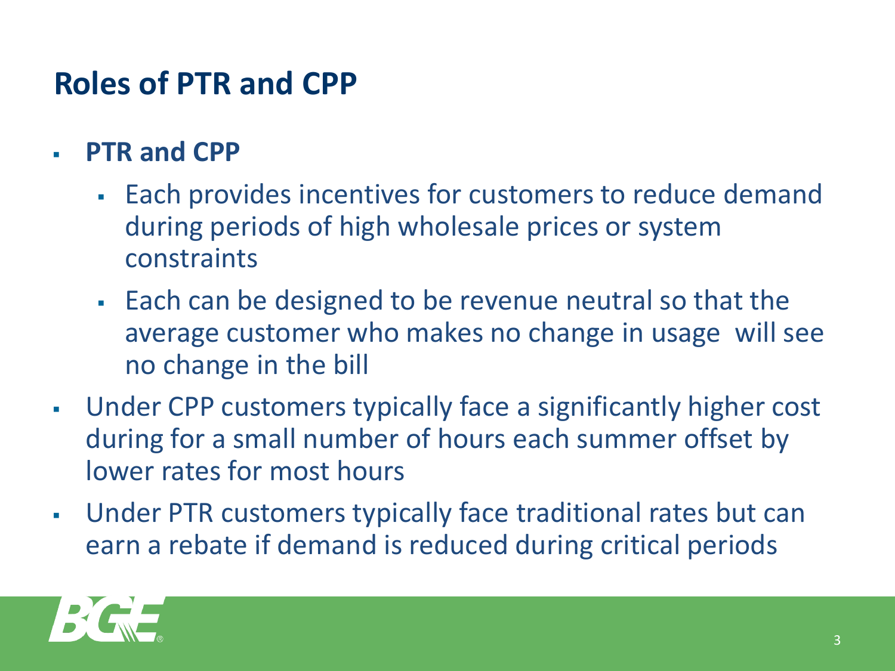# Roles of PTR and CPP

- **PTR and CPP**
  - Each provides incentives for customers to reduce demand during periods of high wholesale prices or system constraints
  - Each can be designed to be revenue neutral so that the average customer who makes no change in usage  will see no change in the bill
- Under CPP customers typically face a significantly higher cost during for a small number of hours each summer offset by lower rates for most hours
- Under PTR customers typically face traditional rates but can earn a rebate if demand is reduced during critical periods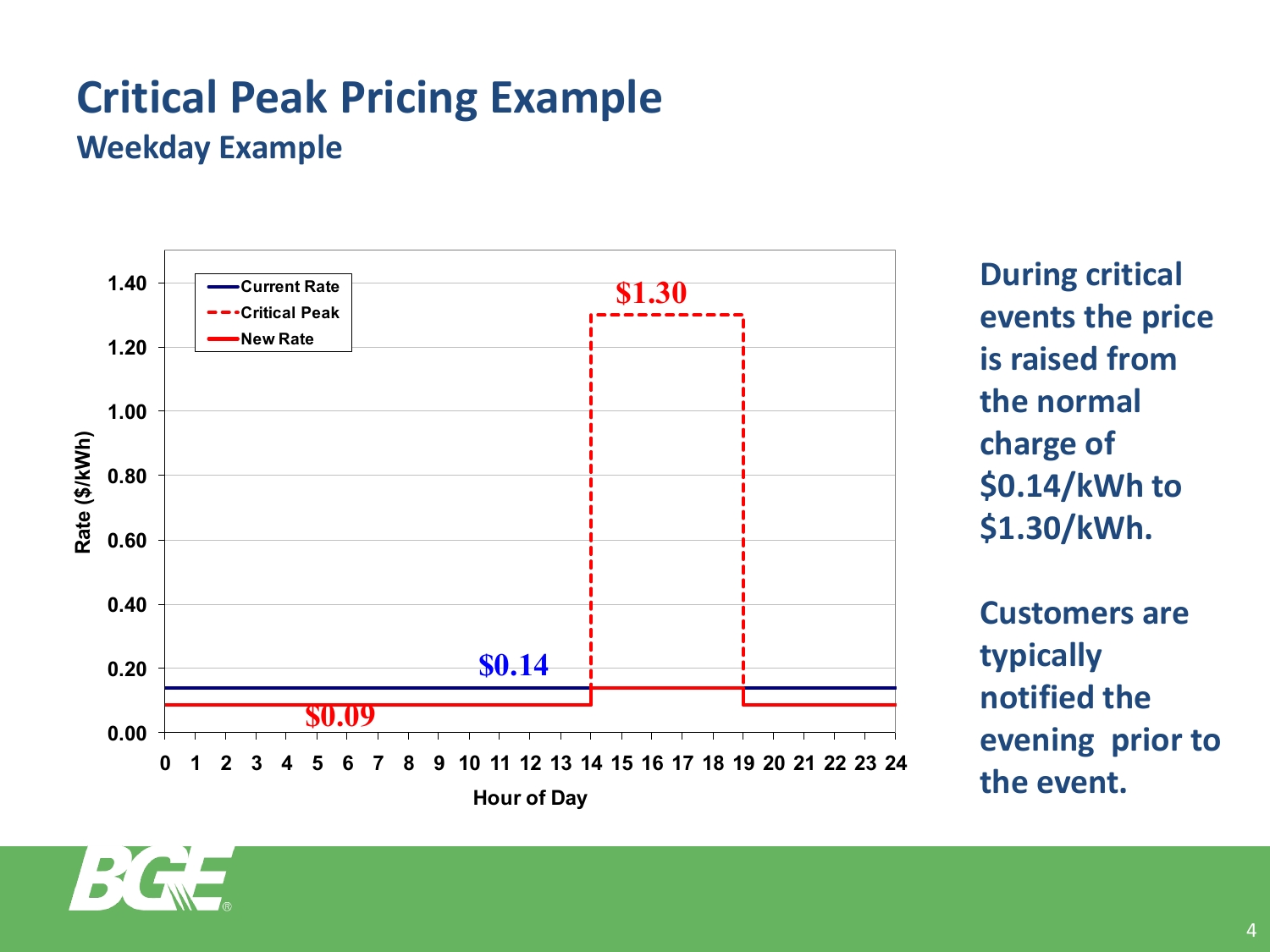# Critical Peak Pricing Example

## Weekday Example

During critical events the price is raised from the normal charge of \$0.14/kWh to \$1.30/kWh.

Customers are typically notified the evening prior to the event.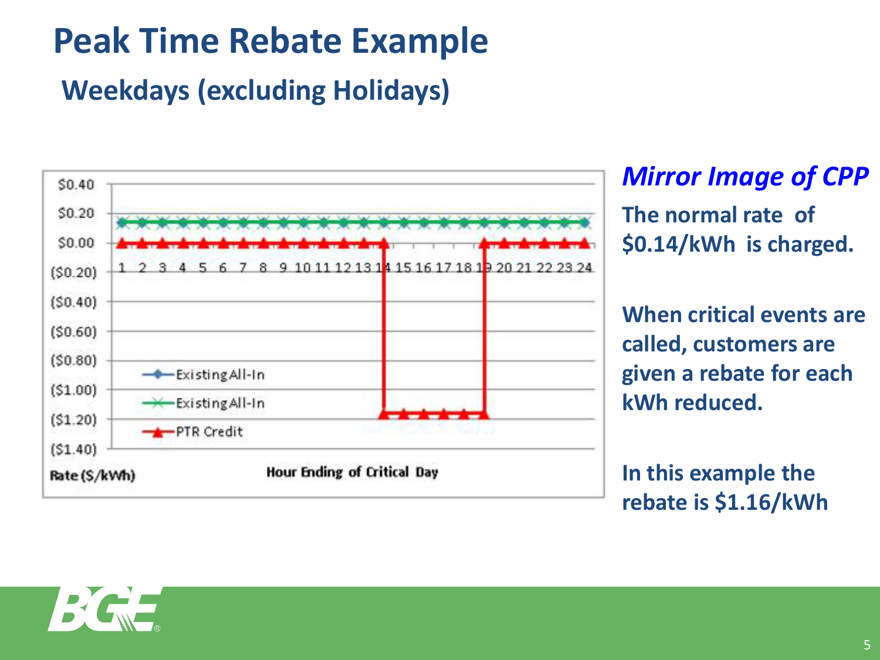# Peak Time Rebate Example

## Weekdays (excluding Holidays)

$0.40
$0.20
$0.00
($0.20)
($0.40)
($0.60)
($0.80)
($1.00)
($1.20)
($1.40)

1 2 3 4 5 6 7 8 9 10 11 12 13 14 15 16 17 18 19 20 21 22 23 24

Existing All-In
Existing All-In
PTR Credit

Rate ($/kWh)

Hour Ending of Critical Day

***Mirror Image of CPP***

**The normal rate of $0.14/kWh is charged.**

**When critical events are called, customers are given a rebate for each kWh reduced.**

**In this example the rebate is $1.16/kWh**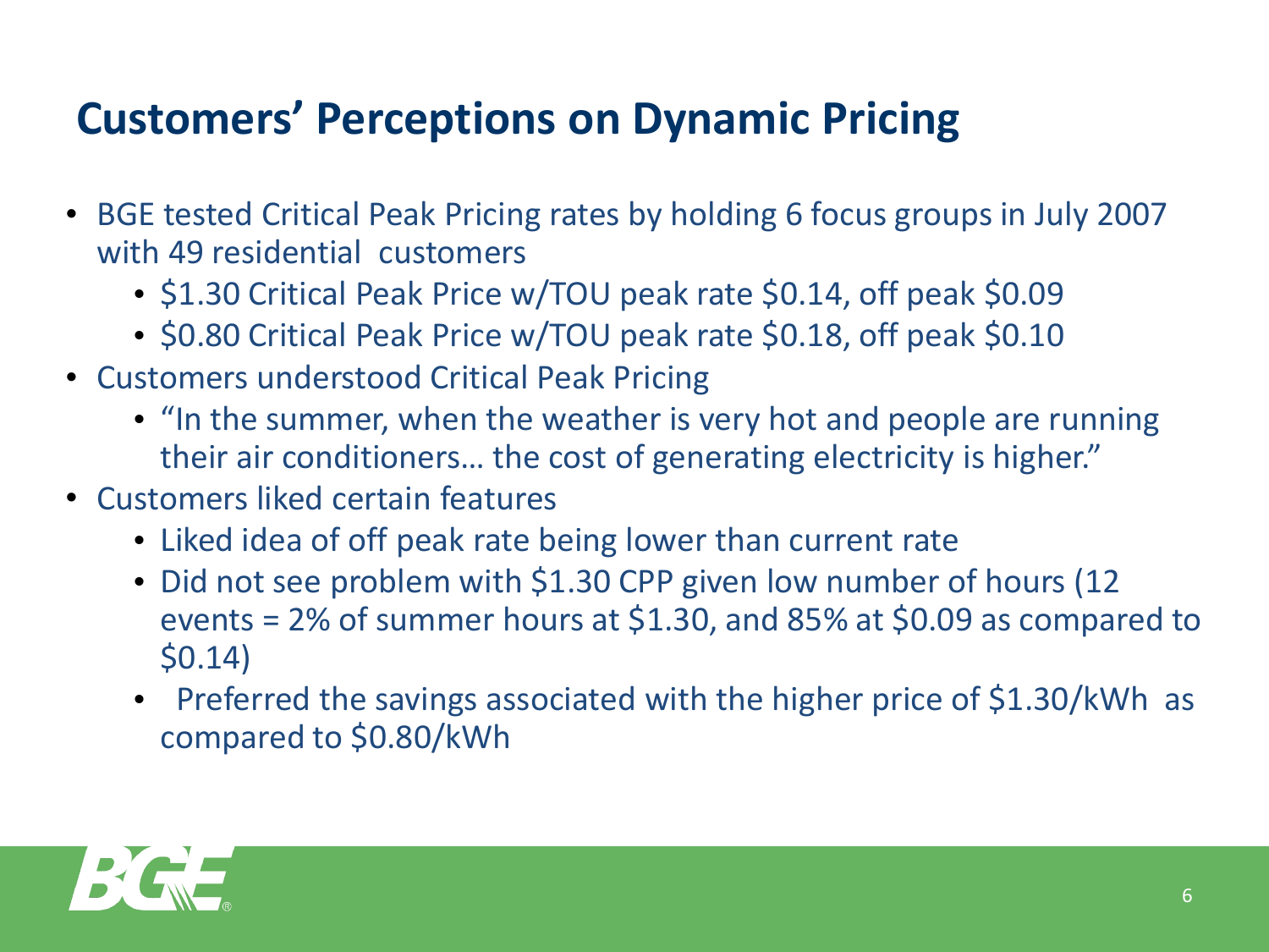# Customers' Perceptions on Dynamic Pricing

- BGE tested Critical Peak Pricing rates by holding 6 focus groups in July 2007 with 49 residential customers
  - $1.30 Critical Peak Price w/TOU peak rate $0.14, off peak $0.09
  - $0.80 Critical Peak Price w/TOU peak rate $0.18, off peak $0.10
- Customers understood Critical Peak Pricing
  - "In the summer, when the weather is very hot and people are running their air conditioners… the cost of generating electricity is higher."
- Customers liked certain features
  - Liked idea of off peak rate being lower than current rate
  - Did not see problem with $1.30 CPP given low number of hours (12 events = 2% of summer hours at $1.30, and 85% at $0.09 as compared to $0.14)
  - Preferred the savings associated with the higher price of $1.30/kWh as compared to $0.80/kWh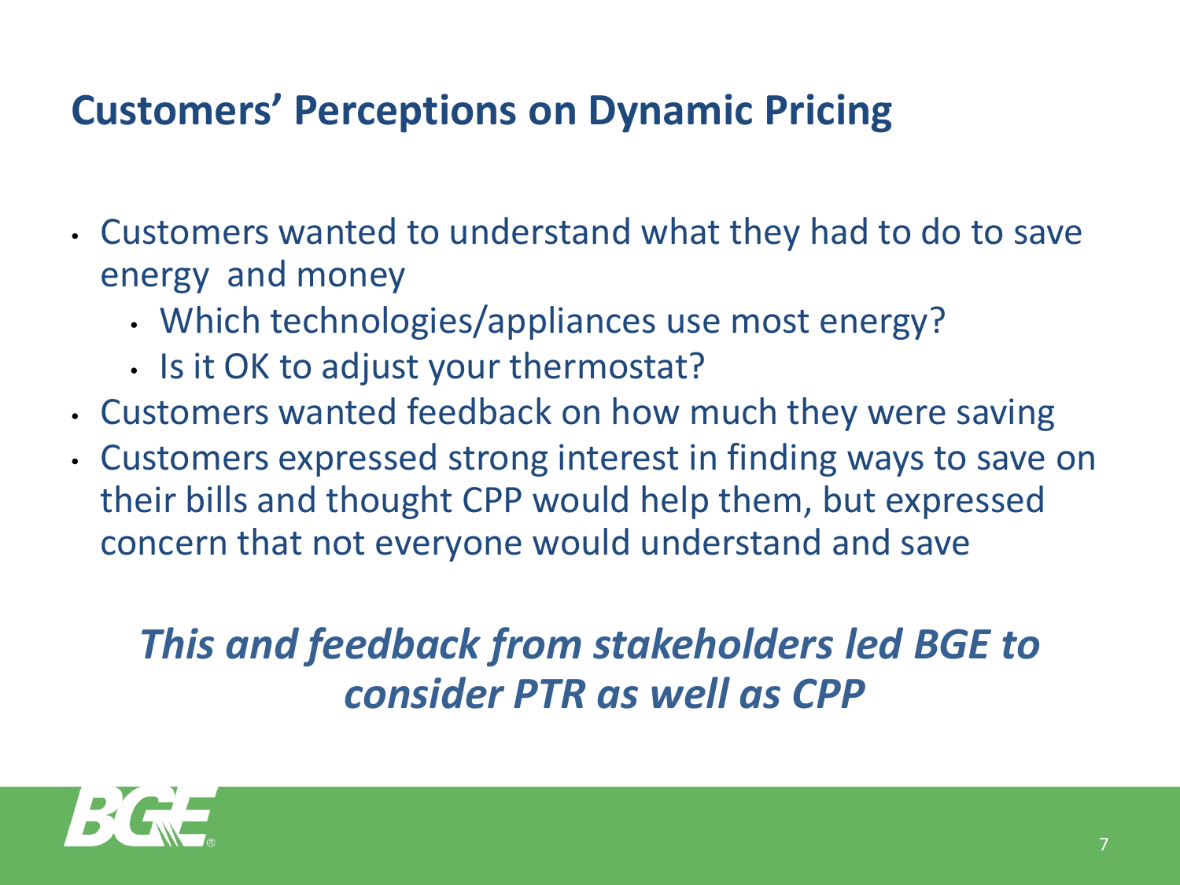# Customers' Perceptions on Dynamic Pricing

- Customers wanted to understand what they had to do to save energy and money
  - Which technologies/appliances use most energy?
  - Is it OK to adjust your thermostat?
- Customers wanted feedback on how much they were saving
- Customers expressed strong interest in finding ways to save on their bills and thought CPP would help them, but expressed concern that not everyone would understand and save

***This and feedback from stakeholders led BGE to consider PTR as well as CPP***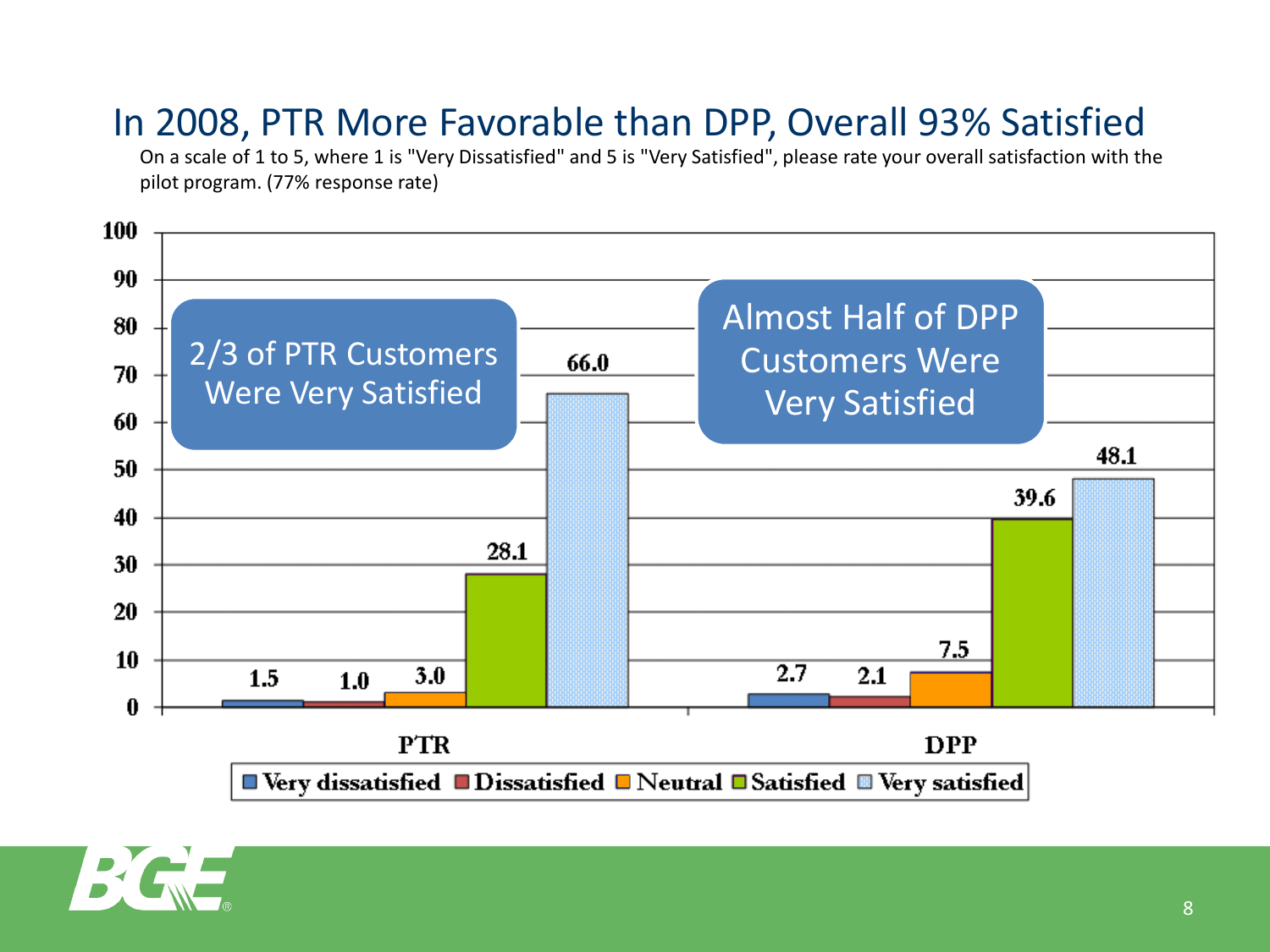# In 2008, PTR More Favorable than DPP, Overall 93% Satisfied

On a scale of 1 to 5, where 1 is "Very Dissatisfied" and 5 is "Very Satisfied", please rate your overall satisfaction with the pilot program. (77% response rate)

| | Very dissatisfied | Dissatisfied | Neutral | Satisfied | Very satisfied |
|---|---|---|---|---|---|
| PTR | 1.5 | 1.0 | 3.0 | 28.1 | 66.0 |
| DPP | 2.7 | 2.1 | 7.5 | 39.6 | 48.1 |

2/3 of PTR Customers Were Very Satisfied

Almost Half of DPP Customers Were Very Satisfied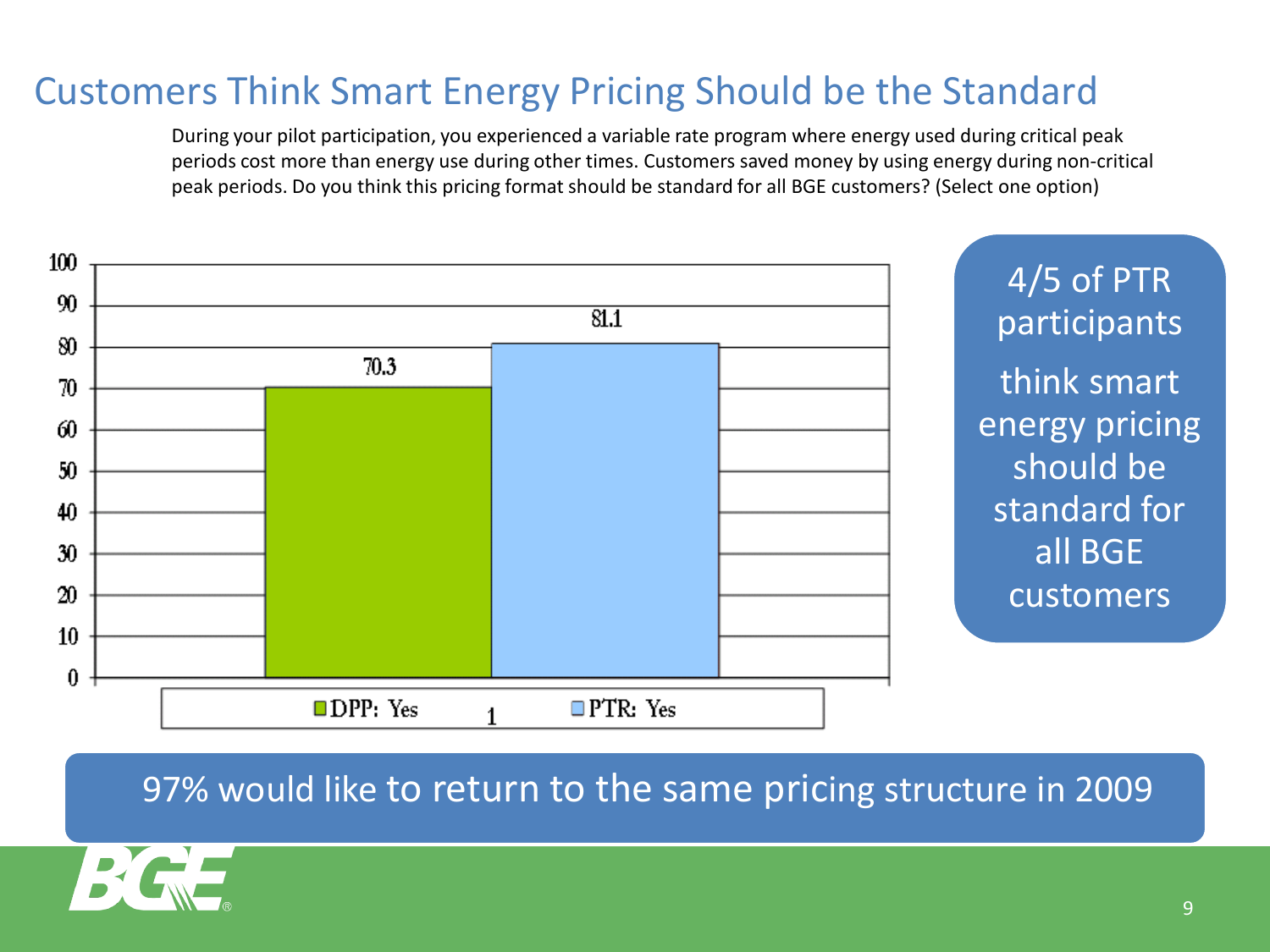# Customers Think Smart Energy Pricing Should be the Standard

During your pilot participation, you experienced a variable rate program where energy used during critical peak periods cost more than energy use during other times. Customers saved money by using energy during non-critical peak periods. Do you think this pricing format should be standard for all BGE customers? (Select one option)

| | DPP: Yes | PTR: Yes |
|---|---|---|
| 1 | 70.3 | 81.1 |

4/5 of PTR participants think smart energy pricing should be standard for all BGE customers

97% would like to return to the same pricing structure in 2009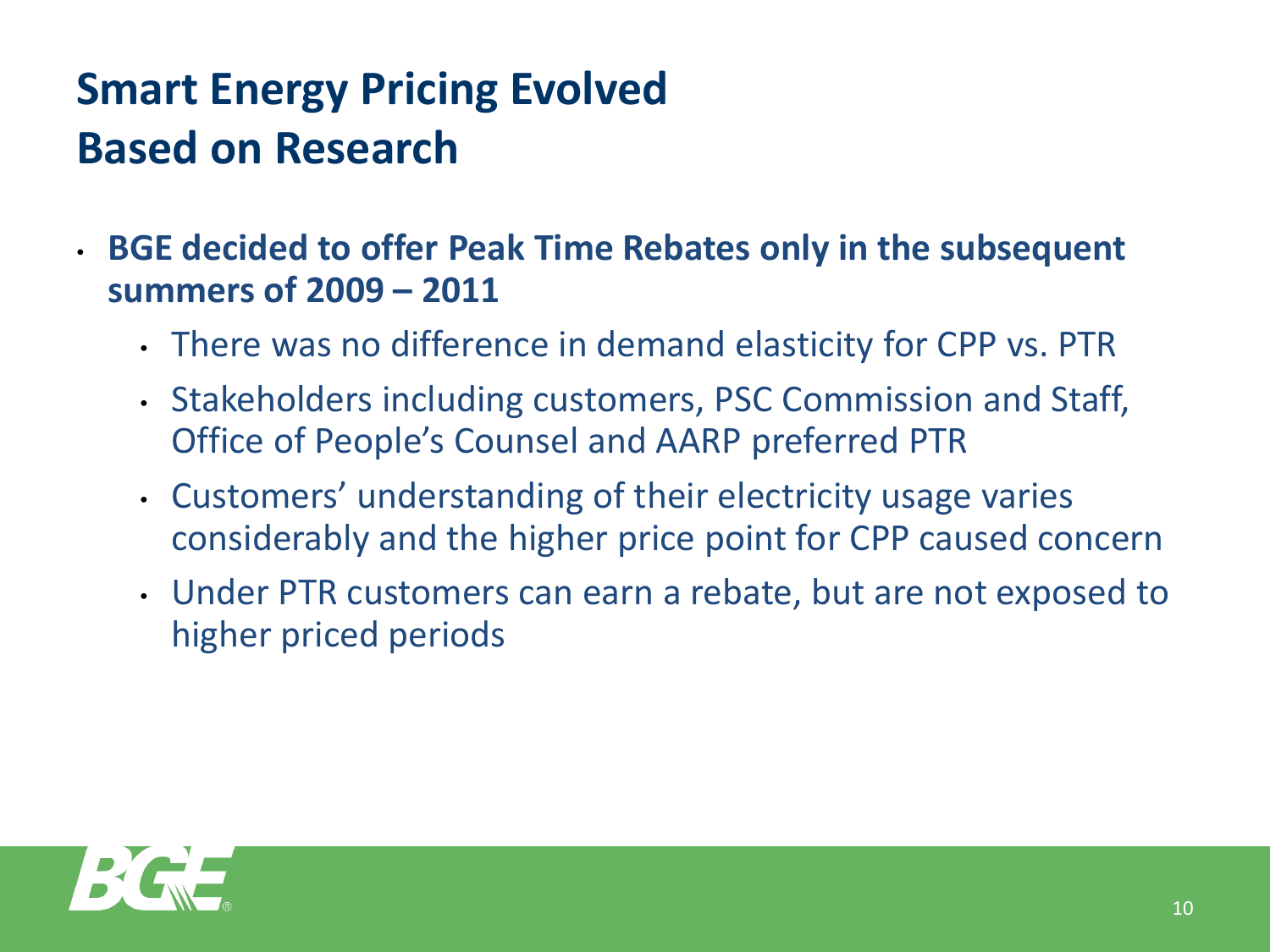# Smart Energy Pricing Evolved Based on Research

- **BGE decided to offer Peak Time Rebates only in the subsequent summers of 2009 – 2011**
  - There was no difference in demand elasticity for CPP vs. PTR
  - Stakeholders including customers, PSC Commission and Staff, Office of People's Counsel and AARP preferred PTR
  - Customers' understanding of their electricity usage varies considerably and the higher price point for CPP caused concern
  - Under PTR customers can earn a rebate, but are not exposed to higher priced periods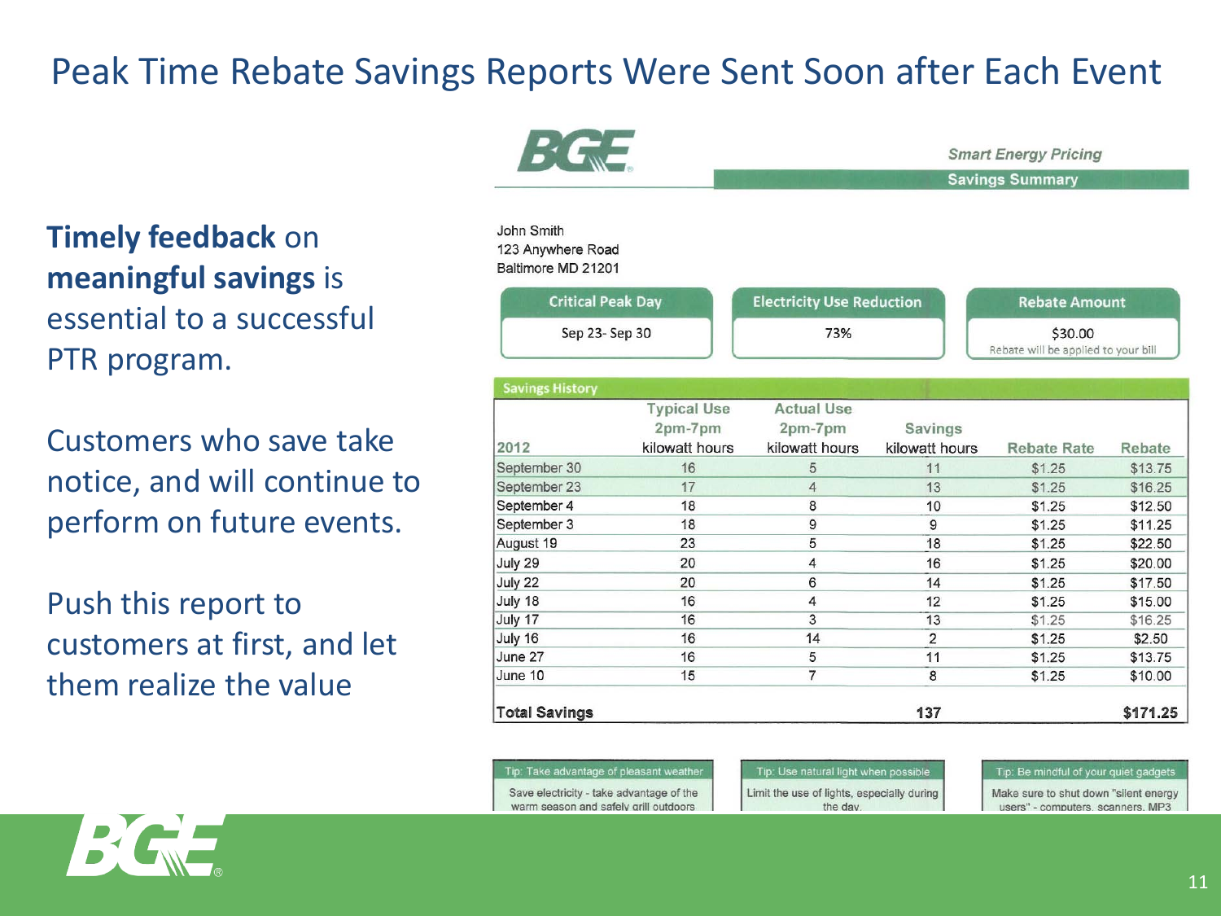# Peak Time Rebate Savings Reports Were Sent Soon after Each Event

**Timely feedback** on **meaningful savings** is essential to a successful PTR program.

Customers who save take notice, and will continue to perform on future events.

Push this report to customers at first, and let them realize the value

BGE

*Smart Energy Pricing*

**Savings Summary**

John Smith
123 Anywhere Road
Baltimore MD 21201

| Critical Peak Day | Electricity Use Reduction | Rebate Amount |
|---|---|---|
| Sep 23- Sep 30 | 73% | $30.00<br>Rebate will be applied to your bill |

**Savings History**

| 2012 | Typical Use 2pm-7pm kilowatt hours | Actual Use 2pm-7pm kilowatt hours | Savings kilowatt hours | Rebate Rate | Rebate |
|---|---|---|---|---|---|
| September 30 | 16 | 5 | 11 | $1.25 | $13.75 |
| September 23 | 17 | 4 | 13 | $1.25 | $16.25 |
| September 4 | 18 | 8 | 10 | $1.25 | $12.50 |
| September 3 | 18 | 9 | 9 | $1.25 | $11.25 |
| August 19 | 23 | 5 | 18 | $1.25 | $22.50 |
| July 29 | 20 | 4 | 16 | $1.25 | $20.00 |
| July 22 | 20 | 6 | 14 | $1.25 | $17.50 |
| July 18 | 16 | 4 | 12 | $1.25 | $15.00 |
| July 17 | 16 | 3 | 13 | $1.25 | $16.25 |
| July 16 | 16 | 14 | 2 | $1.25 | $2.50 |
| June 27 | 16 | 5 | 11 | $1.25 | $13.75 |
| June 10 | 15 | 7 | 8 | $1.25 | $10.00 |
| **Total Savings** | | | **137** | | **$171.25** |

| Tip: Take advantage of pleasant weather | Tip: Use natural light when possible | Tip: Be mindful of your quiet gadgets |
|---|---|---|
| Save electricity - take advantage of the warm season and safely grill outdoors | Limit the use of lights, especially during the day. | Make sure to shut down "silent energy users" - computers, scanners, MP3 |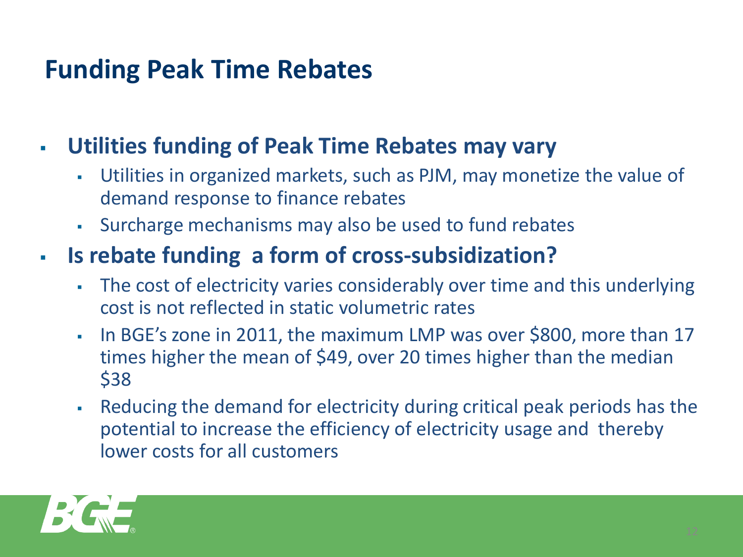# Funding Peak Time Rebates

- **Utilities funding of Peak Time Rebates may vary**
  - Utilities in organized markets, such as PJM, may monetize the value of demand response to finance rebates
  - Surcharge mechanisms may also be used to fund rebates
- **Is rebate funding  a form of cross-subsidization?**
  - The cost of electricity varies considerably over time and this underlying cost is not reflected in static volumetric rates
  - In BGE's zone in 2011, the maximum LMP was over $800, more than 17 times higher the mean of $49, over 20 times higher than the median $38
  - Reducing the demand for electricity during critical peak periods has the potential to increase the efficiency of electricity usage and  thereby lower costs for all customers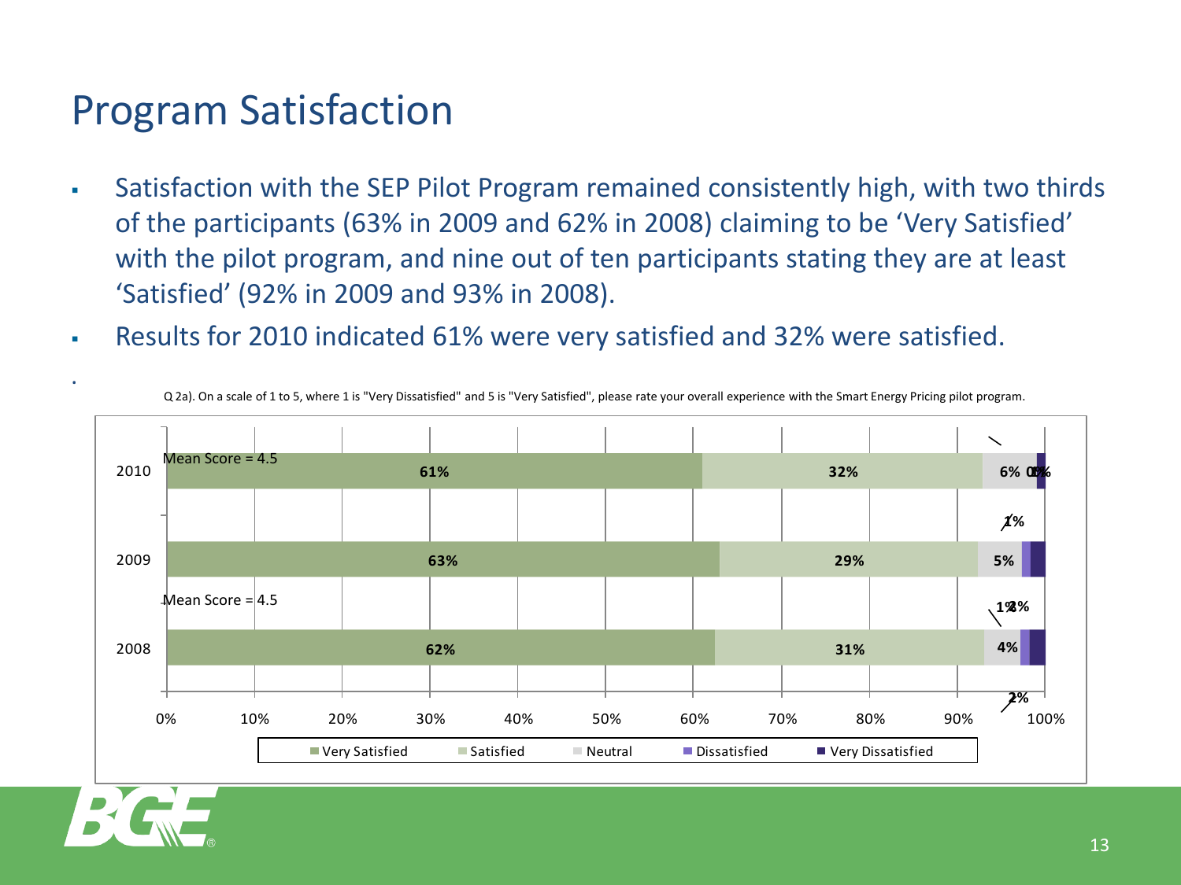# Program Satisfaction

- Satisfaction with the SEP Pilot Program remained consistently high, with two thirds of the participants (63% in 2009 and 62% in 2008) claiming to be 'Very Satisfied' with the pilot program, and nine out of ten participants stating they are at least 'Satisfied' (92% in 2009 and 93% in 2008).
- Results for 2010 indicated 61% were very satisfied and 32% were satisfied.

Q 2a). On a scale of 1 to 5, where 1 is "Very Dissatisfied" and 5 is "Very Satisfied", please rate your overall experience with the Smart Energy Pricing pilot program.

| Year | Very Satisfied | Satisfied | Neutral | Dissatisfied | Very Dissatisfied |
|---|---|---|---|---|---|
| 2010 (Mean Score = 4.5) | 61% | 32% | 6% | 0% | 1% |
| 2009 | 63% | 29% | 5% | 1% | 2% |
| 2008 (Mean Score = 4.5) | 62% | 31% | 4% | 1% | 2% |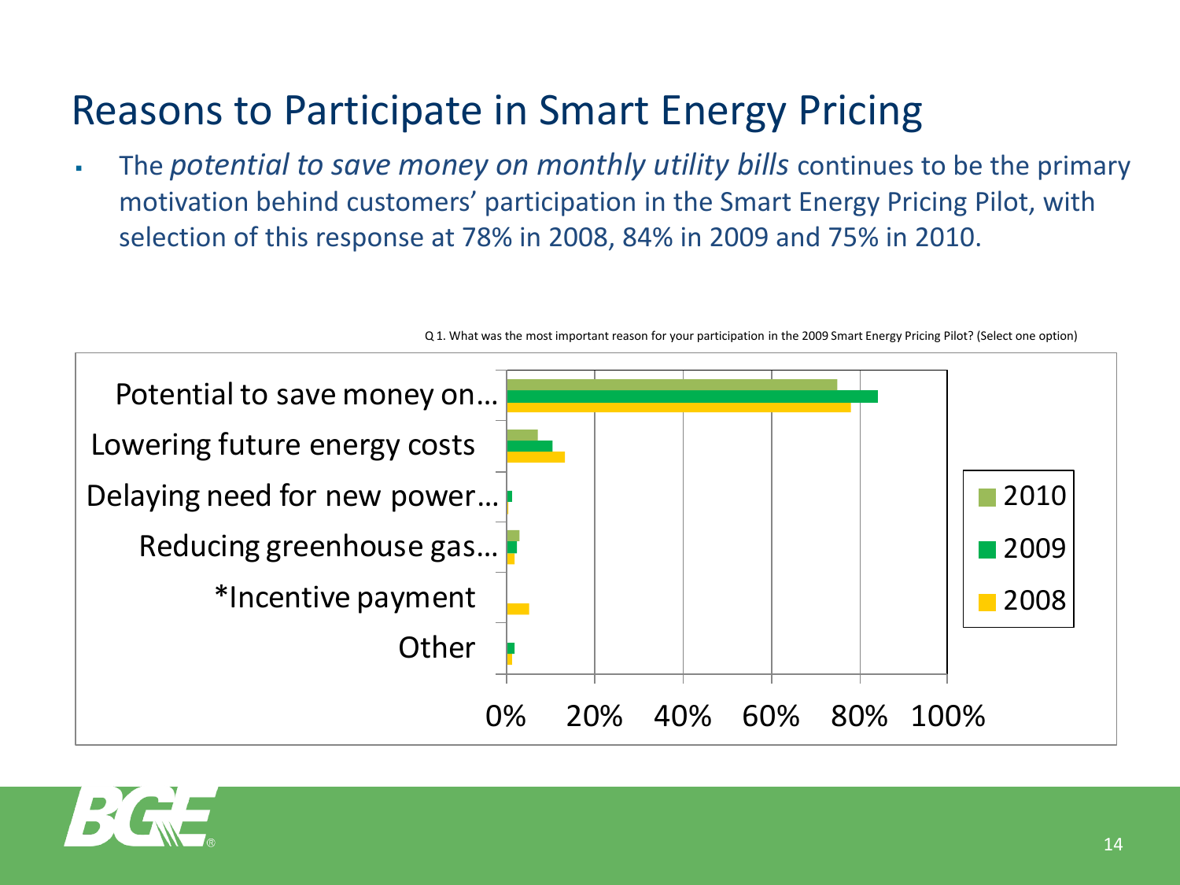# Reasons to Participate in Smart Energy Pricing

- The *potential to save money on monthly utility bills* continues to be the primary motivation behind customers' participation in the Smart Energy Pricing Pilot, with selection of this response at 78% in 2008, 84% in 2009 and 75% in 2010.

Q 1. What was the most important reason for your participation in the 2009 Smart Energy Pricing Pilot? (Select one option)

Potential to save money on...

Lowering future energy costs

Delaying need for new power...

Reducing greenhouse gas...

*Incentive payment

Other

0% 20% 40% 60% 80% 100%

2010 2009 2008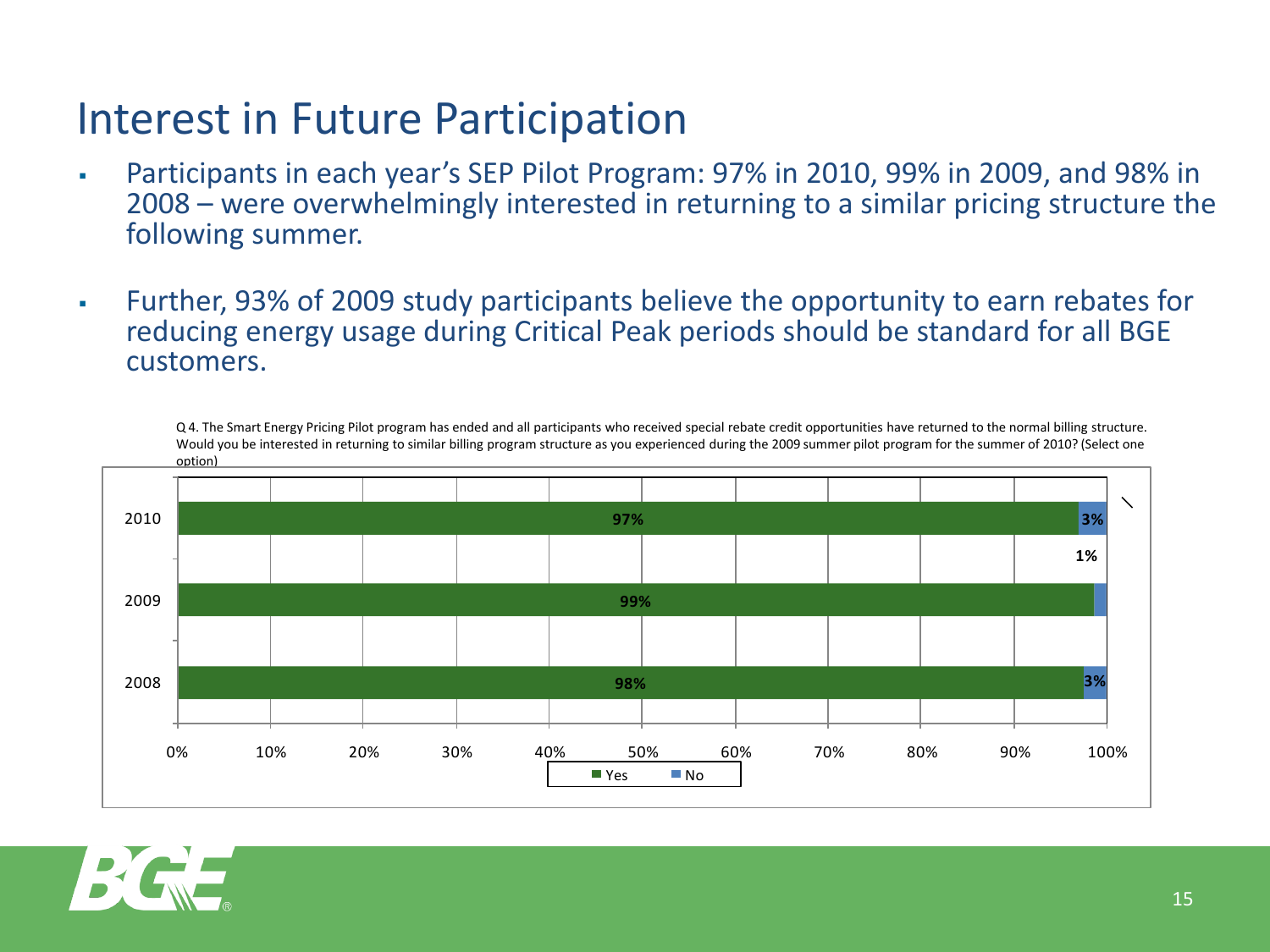# Interest in Future Participation

- Participants in each year's SEP Pilot Program: 97% in 2010, 99% in 2009, and 98% in 2008 – were overwhelmingly interested in returning to a similar pricing structure the following summer.
- Further, 93% of 2009 study participants believe the opportunity to earn rebates for reducing energy usage during Critical Peak periods should be standard for all BGE customers.

Q 4. The Smart Energy Pricing Pilot program has ended and all participants who received special rebate credit opportunities have returned to the normal billing structure. Would you be interested in returning to similar billing program structure as you experienced during the 2009 summer pilot program for the summer of 2010? (Select one option)

| Year | Yes | No |
|---|---|---|
| 2010 | 97% | 3% |
| 2009 | 99% | 1% |
| 2008 | 98% | 3% |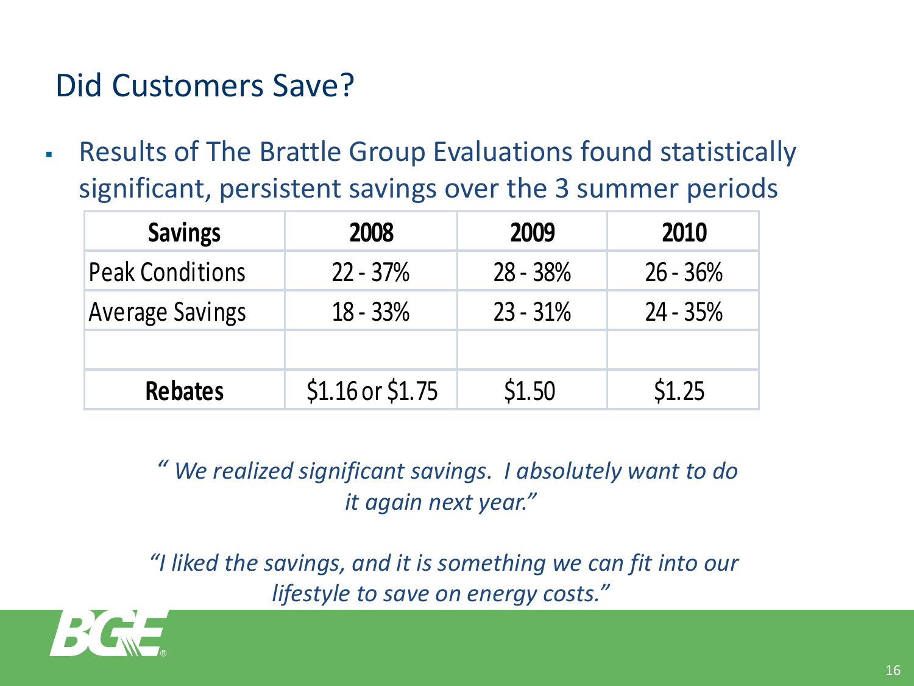# Did Customers Save?

- Results of The Brattle Group Evaluations found statistically significant, persistent savings over the 3 summer periods

| Savings | 2008 | 2009 | 2010 |
|---|---|---|---|
| Peak Conditions | 22 - 37% | 28 - 38% | 26 - 36% |
| Average Savings | 18 - 33% | 23 - 31% | 24 - 35% |
| | | | |
| **Rebates** | $1.16 or $1.75 | $1.50 | $1.25 |

*" We realized significant savings. I absolutely want to do it again next year."*

*"I liked the savings, and it is something we can fit into our lifestyle to save on energy costs."*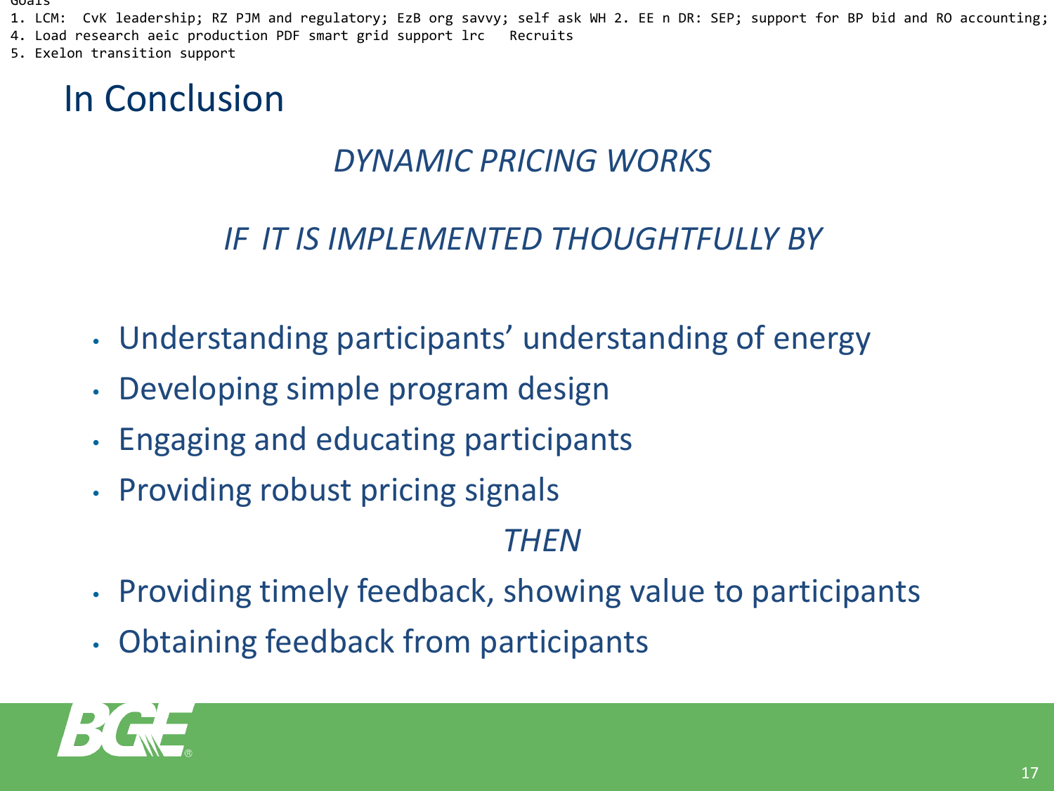Goals
1. LCM:  CvK leadership; RZ PJM and regulatory; EzB org savvy; self ask WH 2. EE n DR: SEP; support for BP bid and RO accounting;
4. Load research aeic production PDF smart grid support lrc   Recruits
5. Exelon transition support

# In Conclusion

*DYNAMIC PRICING WORKS*

*IF IT IS IMPLEMENTED THOUGHTFULLY BY*

- Understanding participants' understanding of energy
- Developing simple program design
- Engaging and educating participants
- Providing robust pricing signals

*THEN*

- Providing timely feedback, showing value to participants
- Obtaining feedback from participants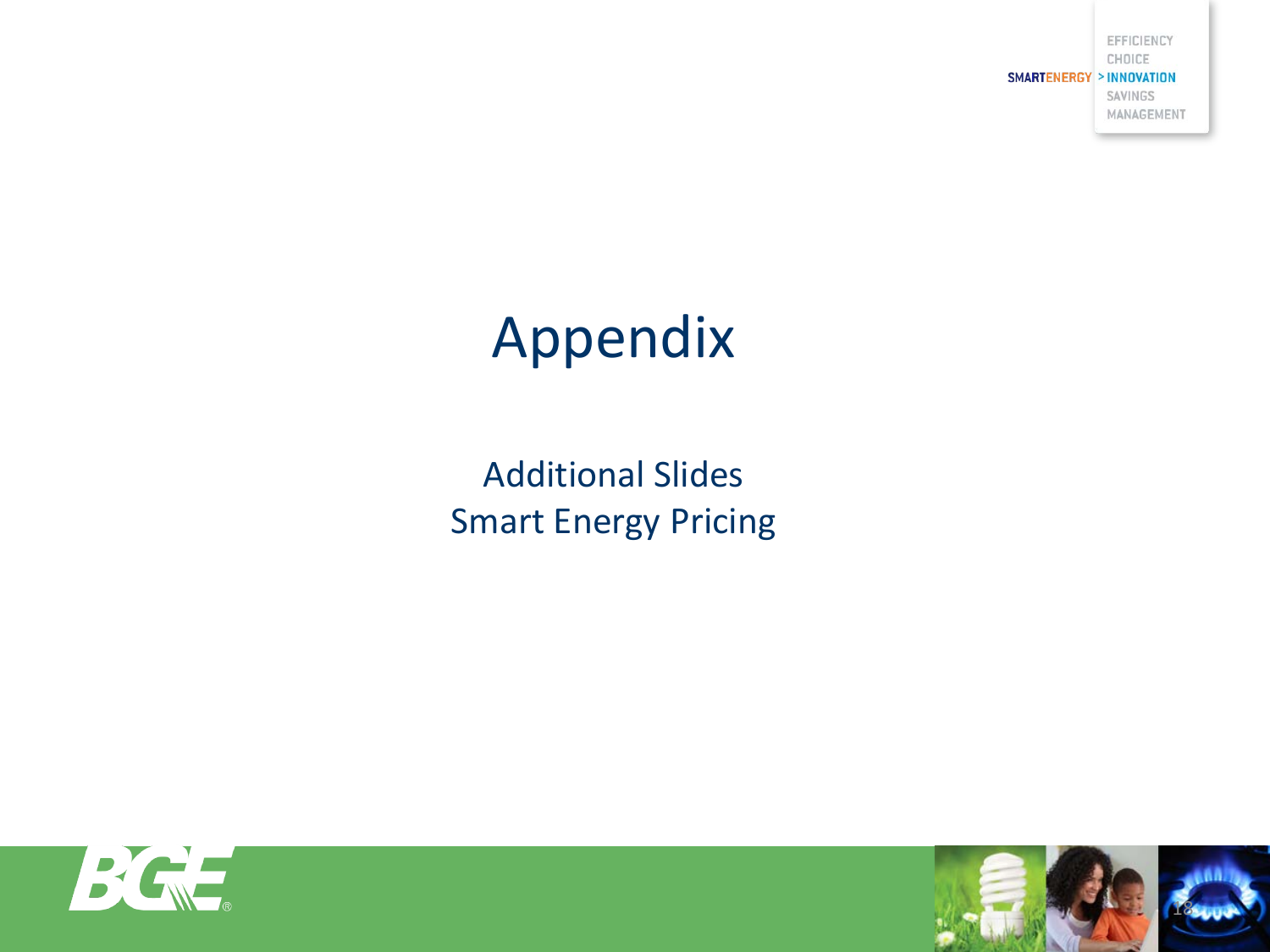# Appendix

Additional Slides
Smart Energy Pricing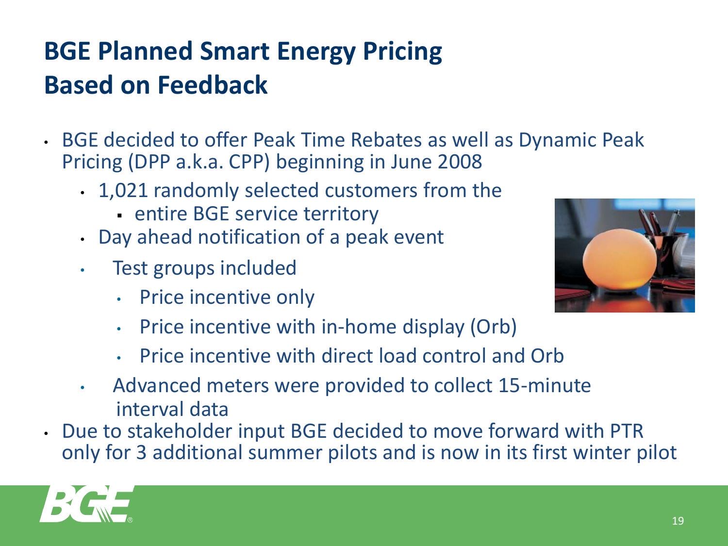# BGE Planned Smart Energy Pricing Based on Feedback

- BGE decided to offer Peak Time Rebates as well as Dynamic Peak Pricing (DPP a.k.a. CPP) beginning in June 2008
  - 1,021 randomly selected customers from the
    - entire BGE service territory
  - Day ahead notification of a peak event
  - Test groups included
    - Price incentive only
    - Price incentive with in-home display (Orb)
    - Price incentive with direct load control and Orb
  - Advanced meters were provided to collect 15-minute interval data
- Due to stakeholder input BGE decided to move forward with PTR only for 3 additional summer pilots and is now in its first winter pilot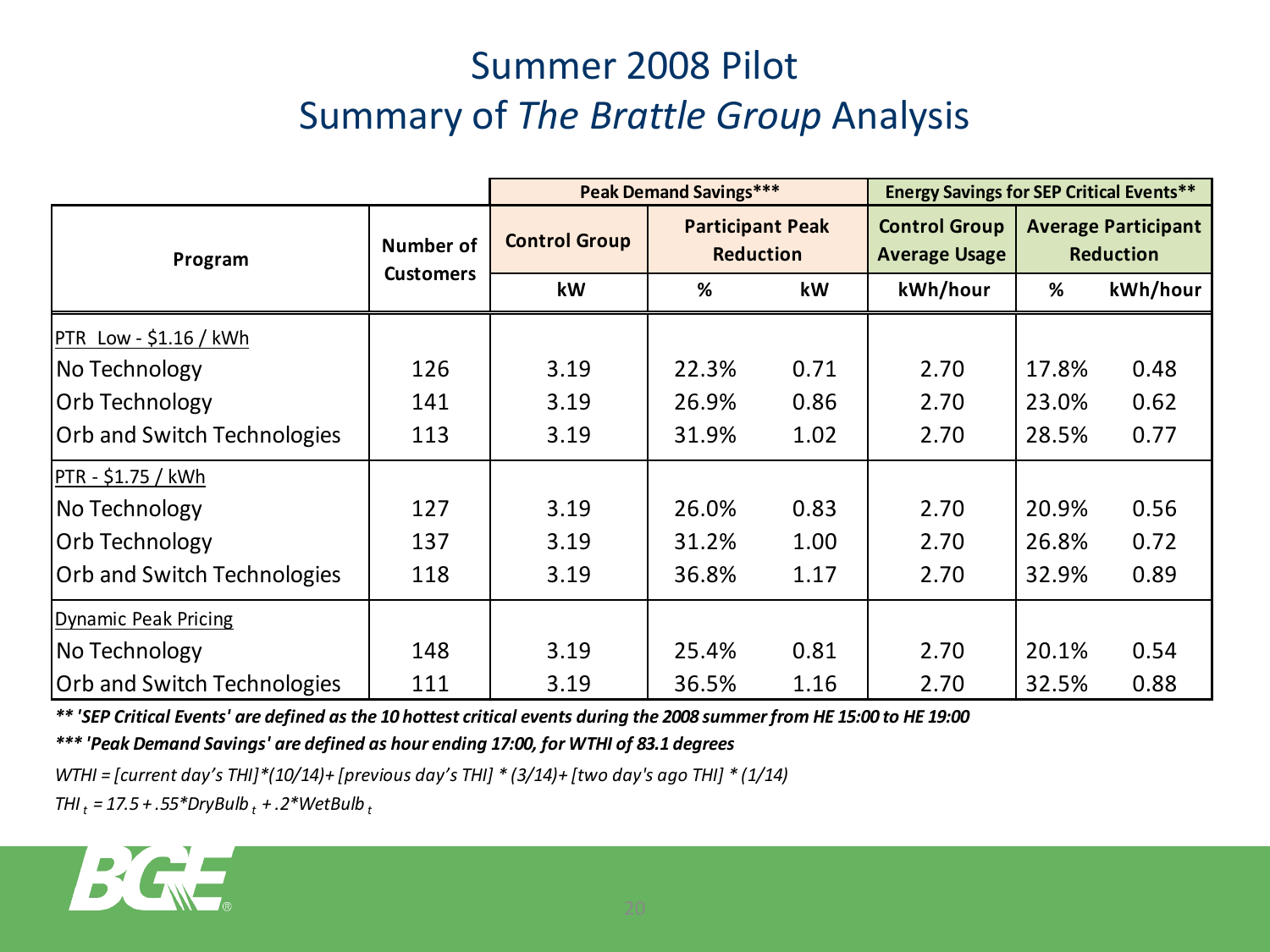# Summer 2008 Pilot
# Summary of *The Brattle Group* Analysis

| Program | Number of Customers | Peak Demand Savings*** | | | Energy Savings for SEP Critical Events** | | |
|---|---|---|---|---|---|---|---|
| | | Control Group | Participant Peak Reduction | | Control Group Average Usage | Average Participant Reduction | |
| | | kW | % | kW | kWh/hour | % | kWh/hour |
| PTR Low - $1.16 / kWh | | | | | | | |
| No Technology | 126 | 3.19 | 22.3% | 0.71 | 2.70 | 17.8% | 0.48 |
| Orb Technology | 141 | 3.19 | 26.9% | 0.86 | 2.70 | 23.0% | 0.62 |
| Orb and Switch Technologies | 113 | 3.19 | 31.9% | 1.02 | 2.70 | 28.5% | 0.77 |
| PTR - $1.75 / kWh | | | | | | | |
| No Technology | 127 | 3.19 | 26.0% | 0.83 | 2.70 | 20.9% | 0.56 |
| Orb Technology | 137 | 3.19 | 31.2% | 1.00 | 2.70 | 26.8% | 0.72 |
| Orb and Switch Technologies | 118 | 3.19 | 36.8% | 1.17 | 2.70 | 32.9% | 0.89 |
| Dynamic Peak Pricing | | | | | | | |
| No Technology | 148 | 3.19 | 25.4% | 0.81 | 2.70 | 20.1% | 0.54 |
| Orb and Switch Technologies | 111 | 3.19 | 36.5% | 1.16 | 2.70 | 32.5% | 0.88 |

***\*\* 'SEP Critical Events' are defined as the 10 hottest critical events during the 2008 summer from HE 15:00 to HE 19:00***

***\*\*\* 'Peak Demand Savings' are defined as hour ending 17:00, for WTHI of 83.1 degrees***

*WTHI = [current day's THI]\*(10/14)+ [previous day's THI] \* (3/14)+ [two day's ago THI] \* (1/14)*

$THI_t = 17.5 + .55 * DryBulb_t + .2 * WetBulb_t$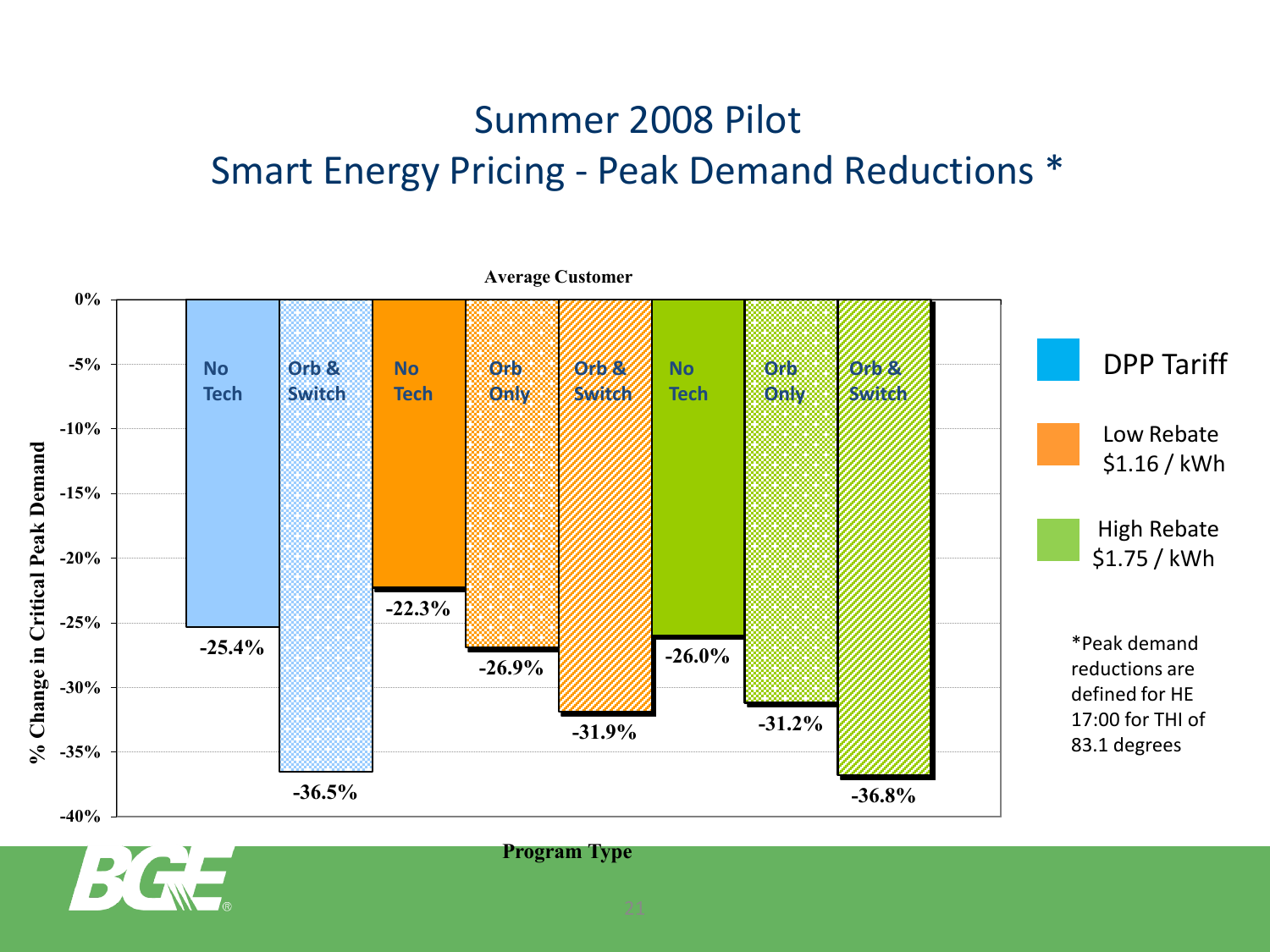# Summer 2008 Pilot
# Smart Energy Pricing - Peak Demand Reductions *

**Average Customer**

| Program Type | Tariff | % Change in Critical Peak Demand |
|---|---|---|
| No Tech | DPP Tariff | -25.4% |
| Orb & Switch | DPP Tariff | -36.5% |
| No Tech | Low Rebate $1.16 / kWh | -22.3% |
| Orb Only | Low Rebate $1.16 / kWh | -26.9% |
| Orb & Switch | Low Rebate $1.16 / kWh | -31.9% |
| No Tech | High Rebate $1.75 / kWh | -26.0% |
| Orb Only | High Rebate $1.75 / kWh | -31.2% |
| Orb & Switch | High Rebate $1.75 / kWh | -36.8% |

*Peak demand reductions are defined for HE 17:00 for THI of 83.1 degrees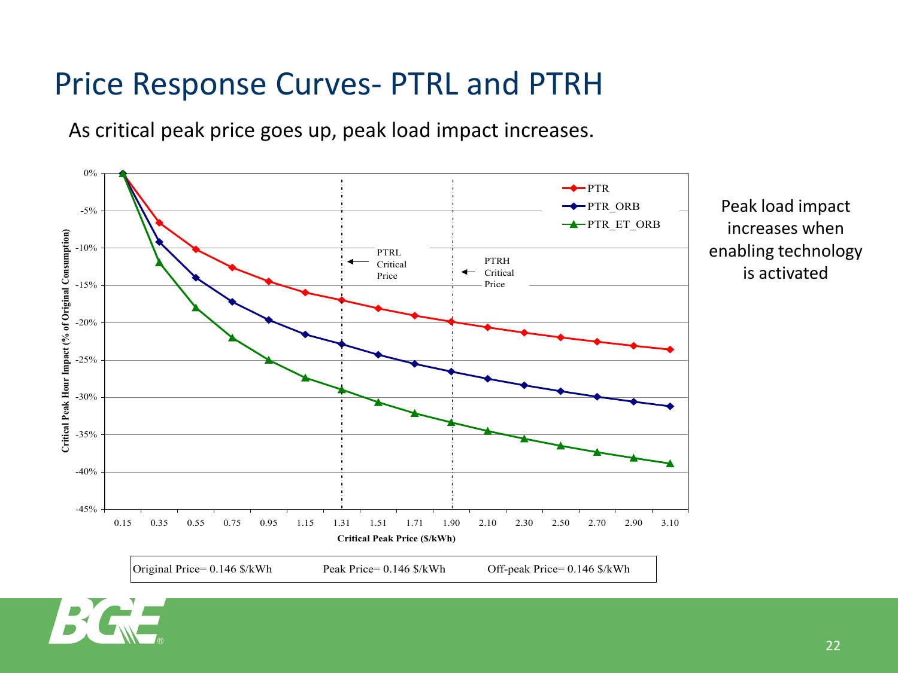# Price Response Curves- PTRL and PTRH

As critical peak price goes up, peak load impact increases.

Critical Peak Hour Impact (% of Original Consumption)

0%
-5%
-10%
-15%
-20%
-25%
-30%
-35%
-40%
-45%

Critical Peak Price ($/kWh)

0.15 0.35 0.55 0.75 0.95 1.15 1.31 1.51 1.71 1.90 2.10 2.30 2.50 2.70 2.90 3.10

PTR

PTR_ORB

PTR_ET_ORB

PTRL Critical Price

PTRH Critical Price

Original Price= 0.146 $/kWh Peak Price= 0.146 $/kWh Off-peak Price= 0.146 $/kWh

Peak load impact increases when enabling technology is activated